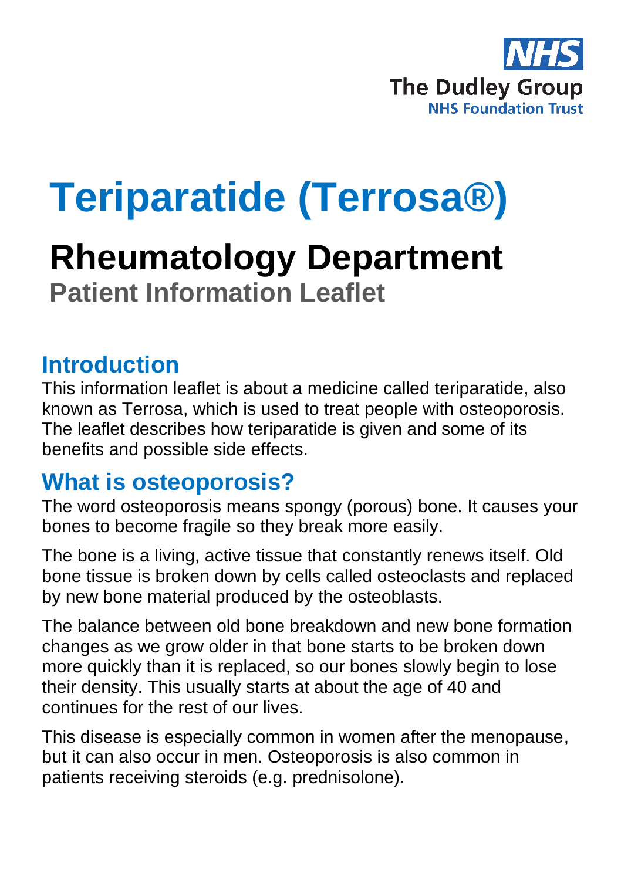The Dudley Group
NHS Foundation Trust

# Teriparatide (Terrosa®)

## Rheumatology Department

**Patient Information Leaflet**

## Introduction

This information leaflet is about a medicine called teriparatide, also known as Terrosa, which is used to treat people with osteoporosis. The leaflet describes how teriparatide is given and some of its benefits and possible side effects.

## What is osteoporosis?

The word osteoporosis means spongy (porous) bone. It causes your bones to become fragile so they break more easily.

The bone is a living, active tissue that constantly renews itself. Old bone tissue is broken down by cells called osteoclasts and replaced by new bone material produced by the osteoblasts.

The balance between old bone breakdown and new bone formation changes as we grow older in that bone starts to be broken down more quickly than it is replaced, so our bones slowly begin to lose their density. This usually starts at about the age of 40 and continues for the rest of our lives.

This disease is especially common in women after the menopause, but it can also occur in men. Osteoporosis is also common in patients receiving steroids (e.g. prednisolone).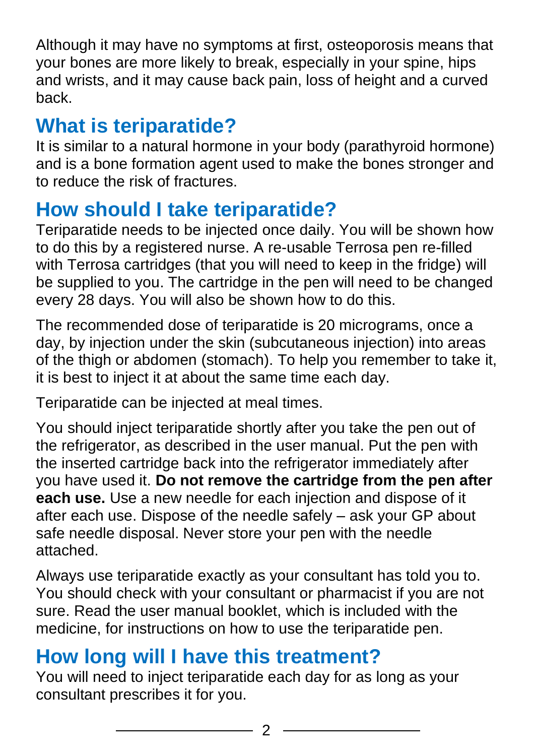Although it may have no symptoms at first, osteoporosis means that your bones are more likely to break, especially in your spine, hips and wrists, and it may cause back pain, loss of height and a curved back.

## What is teriparatide?

It is similar to a natural hormone in your body (parathyroid hormone) and is a bone formation agent used to make the bones stronger and to reduce the risk of fractures.

## How should I take teriparatide?

Teriparatide needs to be injected once daily. You will be shown how to do this by a registered nurse. A re-usable Terrosa pen re-filled with Terrosa cartridges (that you will need to keep in the fridge) will be supplied to you. The cartridge in the pen will need to be changed every 28 days. You will also be shown how to do this.

The recommended dose of teriparatide is 20 micrograms, once a day, by injection under the skin (subcutaneous injection) into areas of the thigh or abdomen (stomach). To help you remember to take it, it is best to inject it at about the same time each day.

Teriparatide can be injected at meal times.

You should inject teriparatide shortly after you take the pen out of the refrigerator, as described in the user manual. Put the pen with the inserted cartridge back into the refrigerator immediately after you have used it. **Do not remove the cartridge from the pen after each use.** Use a new needle for each injection and dispose of it after each use. Dispose of the needle safely – ask your GP about safe needle disposal. Never store your pen with the needle attached.

Always use teriparatide exactly as your consultant has told you to. You should check with your consultant or pharmacist if you are not sure. Read the user manual booklet, which is included with the medicine, for instructions on how to use the teriparatide pen.

## How long will I have this treatment?

You will need to inject teriparatide each day for as long as your consultant prescribes it for you.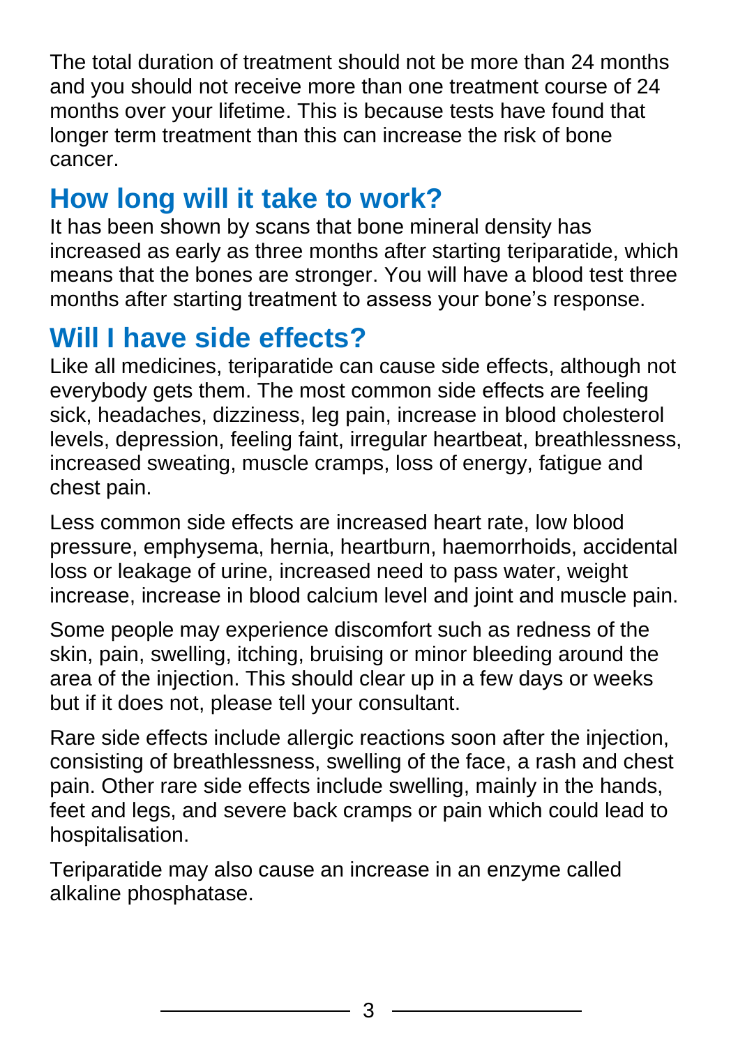The total duration of treatment should not be more than 24 months and you should not receive more than one treatment course of 24 months over your lifetime. This is because tests have found that longer term treatment than this can increase the risk of bone cancer.

## How long will it take to work?

It has been shown by scans that bone mineral density has increased as early as three months after starting teriparatide, which means that the bones are stronger. You will have a blood test three months after starting treatment to assess your bone's response.

## Will I have side effects?

Like all medicines, teriparatide can cause side effects, although not everybody gets them. The most common side effects are feeling sick, headaches, dizziness, leg pain, increase in blood cholesterol levels, depression, feeling faint, irregular heartbeat, breathlessness, increased sweating, muscle cramps, loss of energy, fatigue and chest pain.

Less common side effects are increased heart rate, low blood pressure, emphysema, hernia, heartburn, haemorrhoids, accidental loss or leakage of urine, increased need to pass water, weight increase, increase in blood calcium level and joint and muscle pain.

Some people may experience discomfort such as redness of the skin, pain, swelling, itching, bruising or minor bleeding around the area of the injection. This should clear up in a few days or weeks but if it does not, please tell your consultant.

Rare side effects include allergic reactions soon after the injection, consisting of breathlessness, swelling of the face, a rash and chest pain. Other rare side effects include swelling, mainly in the hands, feet and legs, and severe back cramps or pain which could lead to hospitalisation.

Teriparatide may also cause an increase in an enzyme called alkaline phosphatase.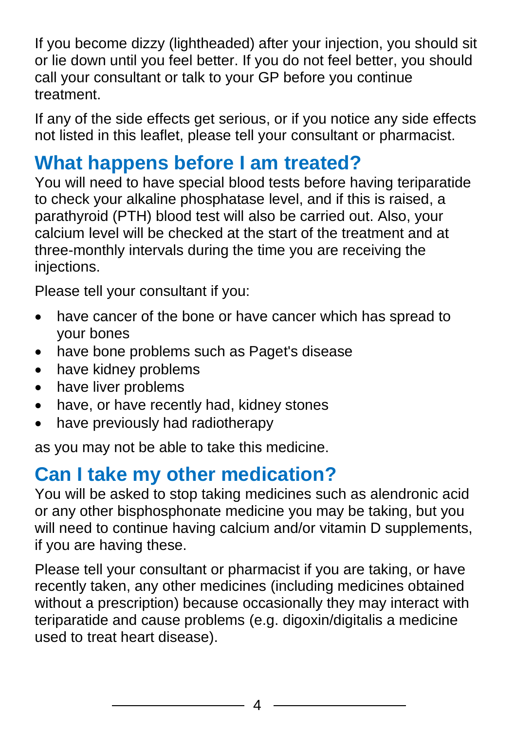If you become dizzy (lightheaded) after your injection, you should sit or lie down until you feel better. If you do not feel better, you should call your consultant or talk to your GP before you continue treatment.

If any of the side effects get serious, or if you notice any side effects not listed in this leaflet, please tell your consultant or pharmacist.

## What happens before I am treated?

You will need to have special blood tests before having teriparatide to check your alkaline phosphatase level, and if this is raised, a parathyroid (PTH) blood test will also be carried out. Also, your calcium level will be checked at the start of the treatment and at three-monthly intervals during the time you are receiving the injections.

Please tell your consultant if you:

- have cancer of the bone or have cancer which has spread to your bones
- have bone problems such as Paget's disease
- have kidney problems
- have liver problems
- have, or have recently had, kidney stones
- have previously had radiotherapy

as you may not be able to take this medicine.

## Can I take my other medication?

You will be asked to stop taking medicines such as alendronic acid or any other bisphosphonate medicine you may be taking, but you will need to continue having calcium and/or vitamin D supplements, if you are having these.

Please tell your consultant or pharmacist if you are taking, or have recently taken, any other medicines (including medicines obtained without a prescription) because occasionally they may interact with teriparatide and cause problems (e.g. digoxin/digitalis a medicine used to treat heart disease).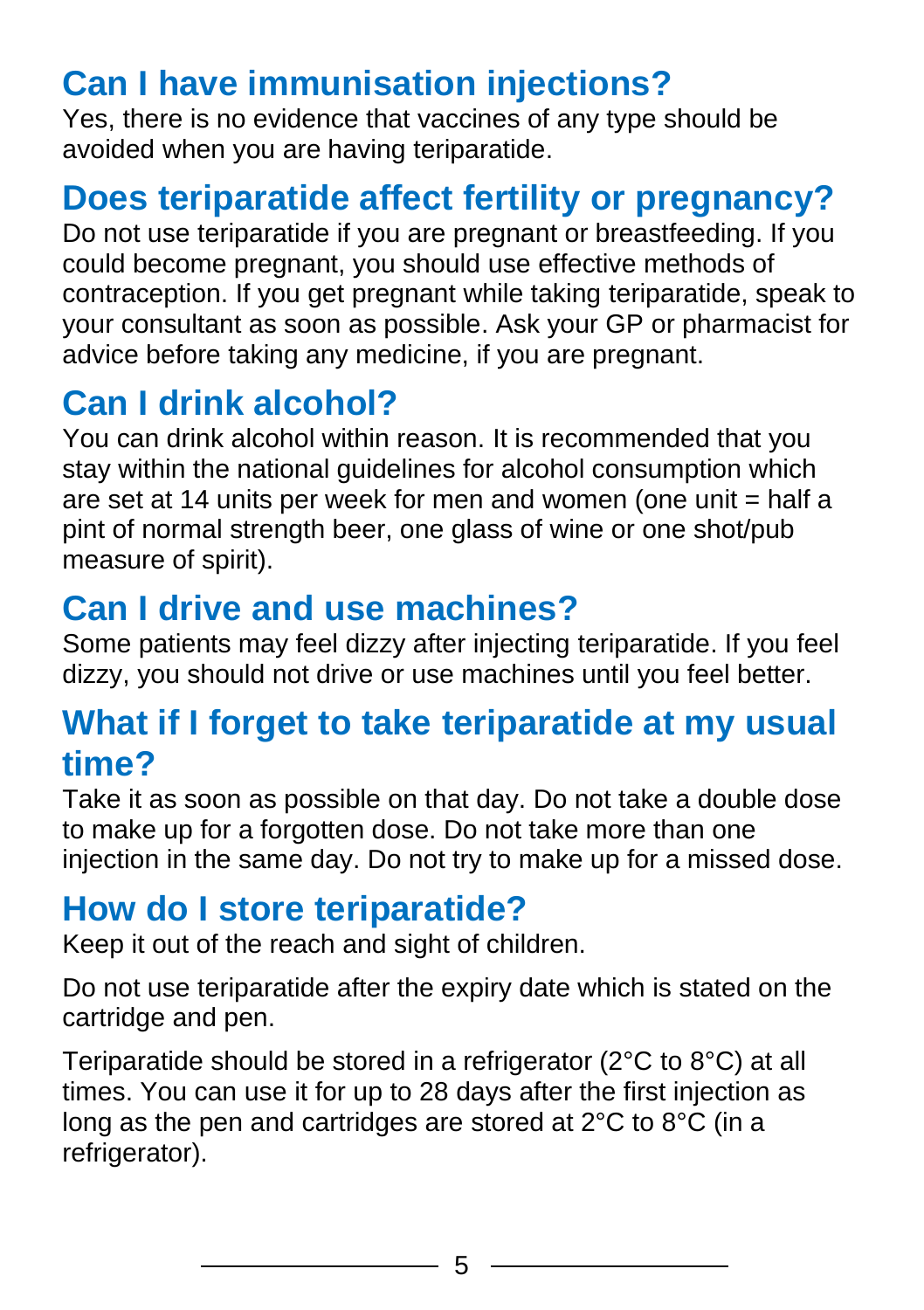## Can I have immunisation injections?

Yes, there is no evidence that vaccines of any type should be avoided when you are having teriparatide.

## Does teriparatide affect fertility or pregnancy?

Do not use teriparatide if you are pregnant or breastfeeding. If you could become pregnant, you should use effective methods of contraception. If you get pregnant while taking teriparatide, speak to your consultant as soon as possible. Ask your GP or pharmacist for advice before taking any medicine, if you are pregnant.

## Can I drink alcohol?

You can drink alcohol within reason. It is recommended that you stay within the national guidelines for alcohol consumption which are set at 14 units per week for men and women (one unit = half a pint of normal strength beer, one glass of wine or one shot/pub measure of spirit).

## Can I drive and use machines?

Some patients may feel dizzy after injecting teriparatide. If you feel dizzy, you should not drive or use machines until you feel better.

## What if I forget to take teriparatide at my usual time?

Take it as soon as possible on that day. Do not take a double dose to make up for a forgotten dose. Do not take more than one injection in the same day. Do not try to make up for a missed dose.

## How do I store teriparatide?

Keep it out of the reach and sight of children.

Do not use teriparatide after the expiry date which is stated on the cartridge and pen.

Teriparatide should be stored in a refrigerator (2°C to 8°C) at all times. You can use it for up to 28 days after the first injection as long as the pen and cartridges are stored at 2°C to 8°C (in a refrigerator).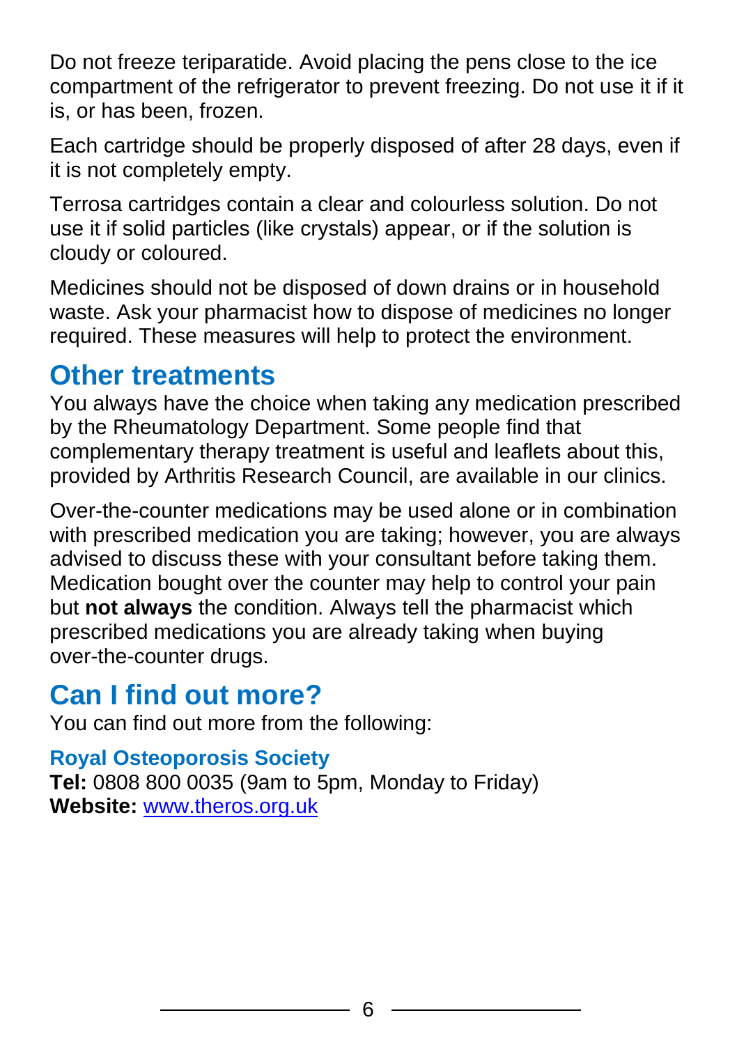Do not freeze teriparatide. Avoid placing the pens close to the ice compartment of the refrigerator to prevent freezing. Do not use it if it is, or has been, frozen.

Each cartridge should be properly disposed of after 28 days, even if it is not completely empty.

Terrosa cartridges contain a clear and colourless solution. Do not use it if solid particles (like crystals) appear, or if the solution is cloudy or coloured.

Medicines should not be disposed of down drains or in household waste. Ask your pharmacist how to dispose of medicines no longer required. These measures will help to protect the environment.

## Other treatments

You always have the choice when taking any medication prescribed by the Rheumatology Department. Some people find that complementary therapy treatment is useful and leaflets about this, provided by Arthritis Research Council, are available in our clinics.

Over-the-counter medications may be used alone or in combination with prescribed medication you are taking; however, you are always advised to discuss these with your consultant before taking them. Medication bought over the counter may help to control your pain but **not always** the condition. Always tell the pharmacist which prescribed medications you are already taking when buying over-the-counter drugs.

## Can I find out more?

You can find out more from the following:

### Royal Osteoporosis Society

**Tel:** 0808 800 0035 (9am to 5pm, Monday to Friday)
**Website:** [www.theros.org.uk](http://www.theros.org.uk)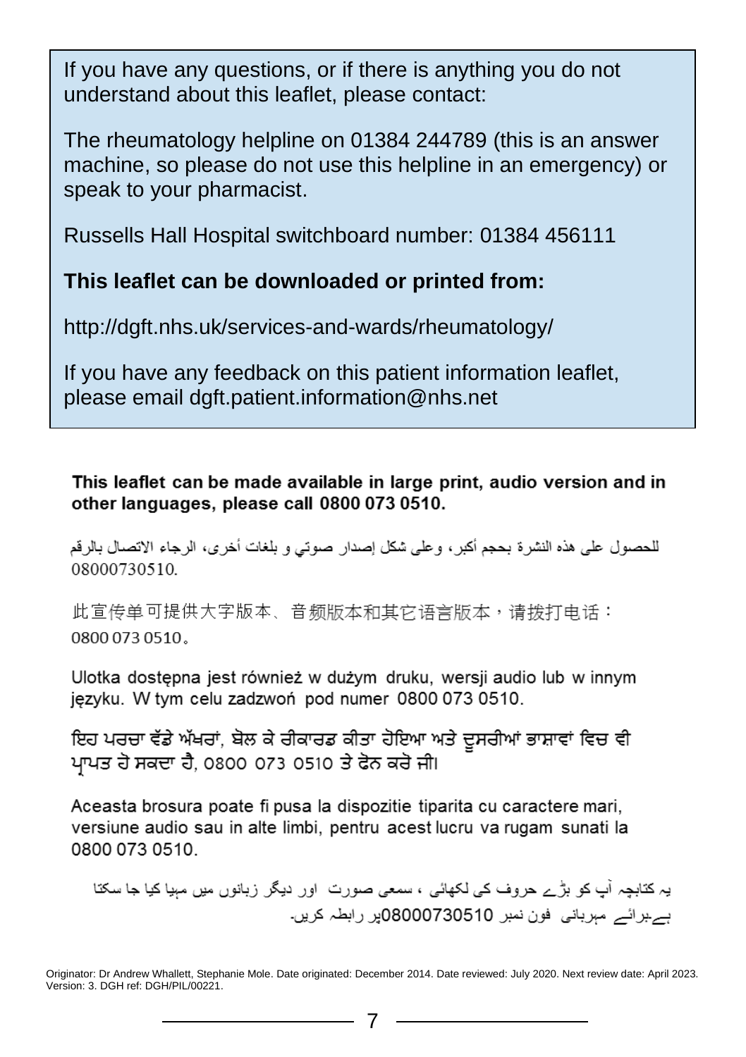If you have any questions, or if there is anything you do not understand about this leaflet, please contact:

The rheumatology helpline on 01384 244789 (this is an answer machine, so please do not use this helpline in an emergency) or speak to your pharmacist.

Russells Hall Hospital switchboard number: 01384 456111

**This leaflet can be downloaded or printed from:**

http://dgft.nhs.uk/services-and-wards/rheumatology/

If you have any feedback on this patient information leaflet, please email dgft.patient.information@nhs.net

**This leaflet can be made available in large print, audio version and in other languages, please call 0800 073 0510.**

للحصول على هذه النشرة بحجم أكبر، وعلى شكل إصدار صوتي و بلغات أخرى، الرجاء الاتصال بالرقم 08000730510.

此宣传单可提供大字版本、音频版本和其它语言版本，请拨打电话：0800 073 0510。

Ulotka dostępna jest również w dużym druku, wersji audio lub w innym języku. W tym celu zadzwoń pod numer 0800 073 0510.

ਇਹ ਪਰਚਾ ਵੱਡੇ ਅੱਖਰਾਂ, ਬੋਲ ਕੇ ਰੀਕਾਰਡ ਕੀਤਾ ਹੋਇਆ ਅਤੇ ਦੂਸਰੀਆਂ ਭਾਸ਼ਾਵਾਂ ਵਿਚ ਵੀ ਪ੍ਰਾਪਤ ਹੋ ਸਕਦਾ ਹੈ, 0800 073 0510 ਤੇ ਫੋਨ ਕਰੋ ਜੀ।

Aceasta brosura poate fi pusa la dispozitie tiparita cu caractere mari, versiune audio sau in alte limbi, pentru acest lucru va rugam sunati la 0800 073 0510.

یہ کتابچہ آپ کو بڑے حروف کی لکھائی ، سمعی صورت اور دیگر زبانوں میں مہیا کیا جا سکتا ہے۔برائے مہربانی فون نمبر 08000730510پر رابطہ کریں۔

Originator: Dr Andrew Whallett, Stephanie Mole. Date originated: December 2014. Date reviewed: July 2020. Next review date: April 2023. Version: 3. DGH ref: DGH/PIL/00221.